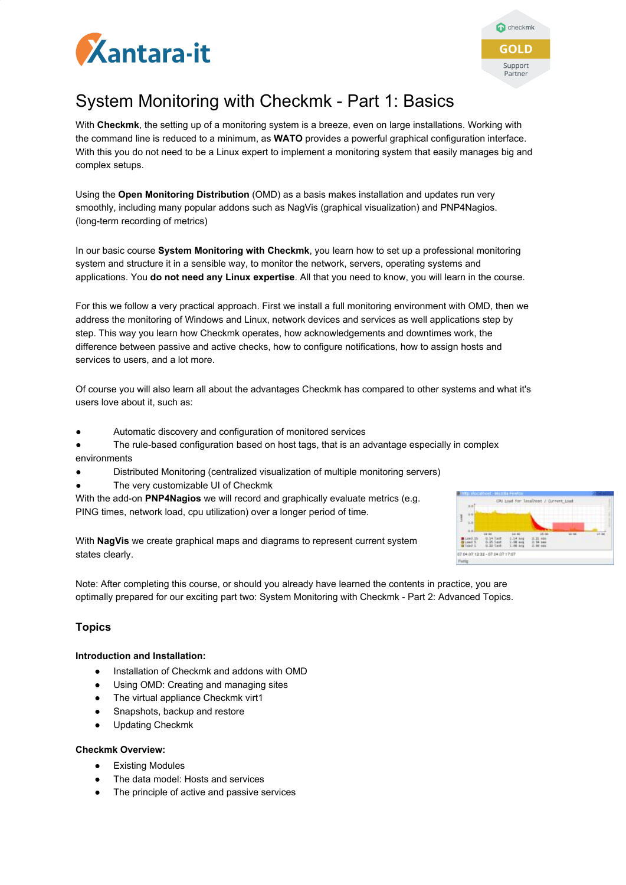# System Monitoring with Checkmk - Part 1: Basics

With **Checkmk**, the setting up of a monitoring system is a breeze, even on large installations. Working with the command line is reduced to a minimum, as **WATO** provides a powerful graphical configuration interface. With this you do not need to be a Linux expert to implement a monitoring system that easily manages big and complex setups.

Using the **Open Monitoring Distribution** (OMD) as a basis makes installation and updates run very smoothly, including many popular addons such as NagVis (graphical visualization) and PNP4Nagios. (long-term recording of metrics)

In our basic course **System Monitoring with Checkmk**, you learn how to set up a professional monitoring system and structure it in a sensible way, to monitor the network, servers, operating systems and applications. You **do not need any Linux expertise**. All that you need to know, you will learn in the course.

For this we follow a very practical approach. First we install a full monitoring environment with OMD, then we address the monitoring of Windows and Linux, network devices and services as well applications step by step. This way you learn how Checkmk operates, how acknowledgements and downtimes work, the difference between passive and active checks, how to configure notifications, how to assign hosts and services to users, and a lot more.

Of course you will also learn all about the advantages Checkmk has compared to other systems and what it's users love about it, such as:

- Automatic discovery and configuration of monitored services
- The rule-based configuration based on host tags, that is an advantage especially in complex environments
- Distributed Monitoring (centralized visualization of multiple monitoring servers)
- The very customizable UI of Checkmk

With the add-on **PNP4Nagios** we will record and graphically evaluate metrics (e.g. PING times, network load, cpu utilization) over a longer period of time.

With **NagVis** we create graphical maps and diagrams to represent current system states clearly.

Note: After completing this course, or should you already have learned the contents in practice, you are optimally prepared for our exciting part two: System Monitoring with Checkmk - Part 2: Advanced Topics.

## Topics

**Introduction and Installation:**

- Installation of Checkmk and addons with OMD
- Using OMD: Creating and managing sites
- The virtual appliance Checkmk virt1
- Snapshots, backup and restore
- Updating Checkmk

**Checkmk Overview:**

- Existing Modules
- The data model: Hosts and services
- The principle of active and passive services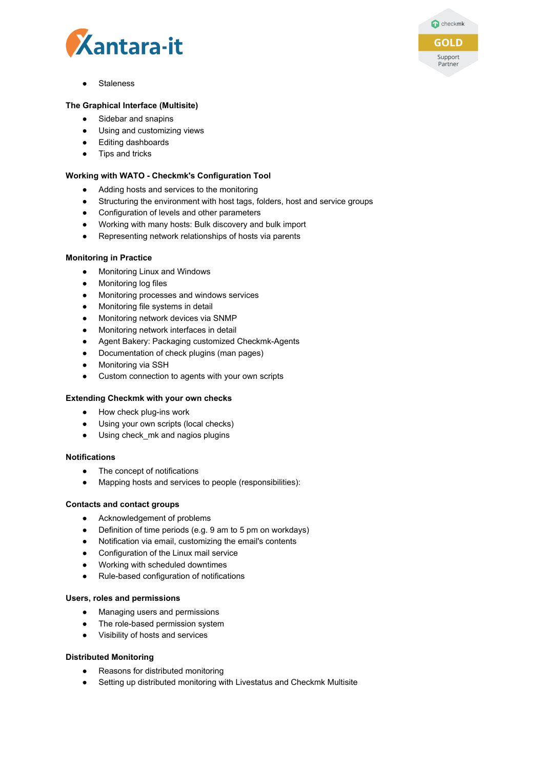- Staleness

**The Graphical Interface (Multisite)**

- Sidebar and snapins
- Using and customizing views
- Editing dashboards
- Tips and tricks

**Working with WATO - Checkmk's Configuration Tool**

- Adding hosts and services to the monitoring
- Structuring the environment with host tags, folders, host and service groups
- Configuration of levels and other parameters
- Working with many hosts: Bulk discovery and bulk import
- Representing network relationships of hosts via parents

**Monitoring in Practice**

- Monitoring Linux and Windows
- Monitoring log files
- Monitoring processes and windows services
- Monitoring file systems in detail
- Monitoring network devices via SNMP
- Monitoring network interfaces in detail
- Agent Bakery: Packaging customized Checkmk-Agents
- Documentation of check plugins (man pages)
- Monitoring via SSH
- Custom connection to agents with your own scripts

**Extending Checkmk with your own checks**

- How check plug-ins work
- Using your own scripts (local checks)
- Using check_mk and nagios plugins

**Notifications**

- The concept of notifications
- Mapping hosts and services to people (responsibilities):

**Contacts and contact groups**

- Acknowledgement of problems
- Definition of time periods (e.g. 9 am to 5 pm on workdays)
- Notification via email, customizing the email's contents
- Configuration of the Linux mail service
- Working with scheduled downtimes
- Rule-based configuration of notifications

**Users, roles and permissions**

- Managing users and permissions
- The role-based permission system
- Visibility of hosts and services

**Distributed Monitoring**

- Reasons for distributed monitoring
- Setting up distributed monitoring with Livestatus and Checkmk Multisite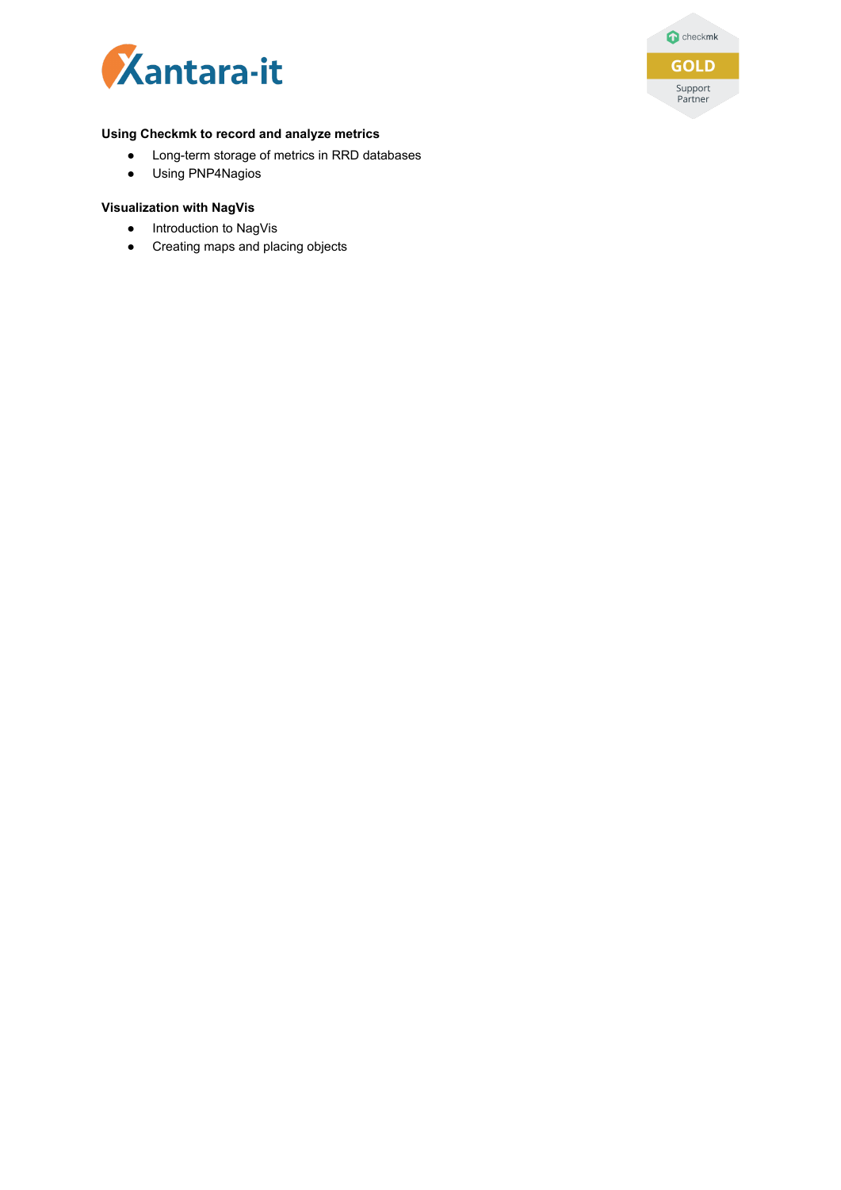**Using Checkmk to record and analyze metrics**

- Long-term storage of metrics in RRD databases
- Using PNP4Nagios

**Visualization with NagVis**

- Introduction to NagVis
- Creating maps and placing objects